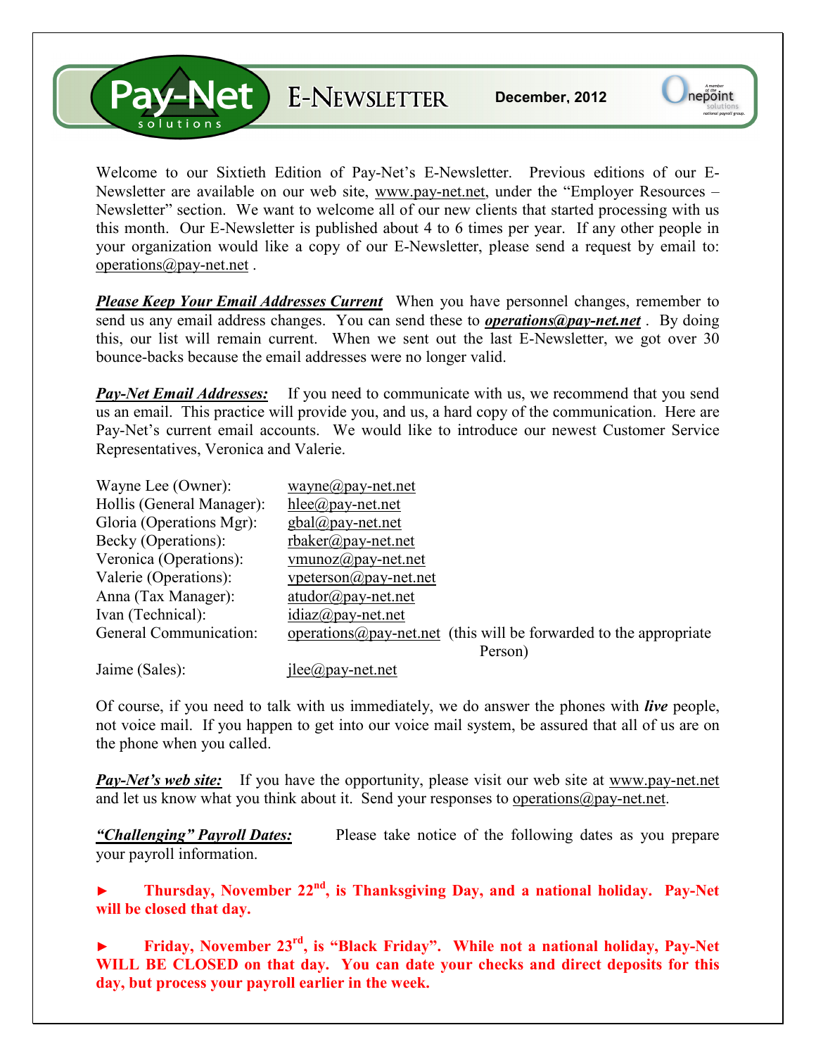# Pay-Net solutions E-NEWSLETTER

**December, 2012**

Welcome to our Sixtieth Edition of Pay-Net's E-Newsletter. Previous editions of our E-Newsletter are available on our web site, www.pay-net.net, under the "Employer Resources – Newsletter" section. We want to welcome all of our new clients that started processing with us this month. Our E-Newsletter is published about 4 to 6 times per year. If any other people in your organization would like a copy of our E-Newsletter, please send a request by email to: operations@pay-net.net .

***Please Keep Your Email Addresses Current*** When you have personnel changes, remember to send us any email address changes. You can send these to ***operations@pay-net.net*** . By doing this, our list will remain current. When we sent out the last E-Newsletter, we got over 30 bounce-backs because the email addresses were no longer valid.

***Pay-Net Email Addresses:*** If you need to communicate with us, we recommend that you send us an email. This practice will provide you, and us, a hard copy of the communication. Here are Pay-Net's current email accounts. We would like to introduce our newest Customer Service Representatives, Veronica and Valerie.

| | |
|---|---|
| Wayne Lee (Owner): | wayne@pay-net.net |
| Hollis (General Manager): | hlee@pay-net.net |
| Gloria (Operations Mgr): | gbal@pay-net.net |
| Becky (Operations): | rbaker@pay-net.net |
| Veronica (Operations): | vmunoz@pay-net.net |
| Valerie (Operations): | vpeterson@pay-net.net |
| Anna (Tax Manager): | atudor@pay-net.net |
| Ivan (Technical): | idiaz@pay-net.net |
| General Communication: | operations@pay-net.net (this will be forwarded to the appropriate Person) |
| Jaime (Sales): | jlee@pay-net.net |

Of course, if you need to talk with us immediately, we do answer the phones with ***live*** people, not voice mail. If you happen to get into our voice mail system, be assured that all of us are on the phone when you called.

***Pay-Net's web site:*** If you have the opportunity, please visit our web site at www.pay-net.net and let us know what you think about it. Send your responses to operations@pay-net.net.

***"Challenging" Payroll Dates:*** Please take notice of the following dates as you prepare your payroll information.

► **Thursday, November 22nd, is Thanksgiving Day, and a national holiday. Pay-Net will be closed that day.**

► **Friday, November 23rd, is "Black Friday". While not a national holiday, Pay-Net WILL BE CLOSED on that day. You can date your checks and direct deposits for this day, but process your payroll earlier in the week.**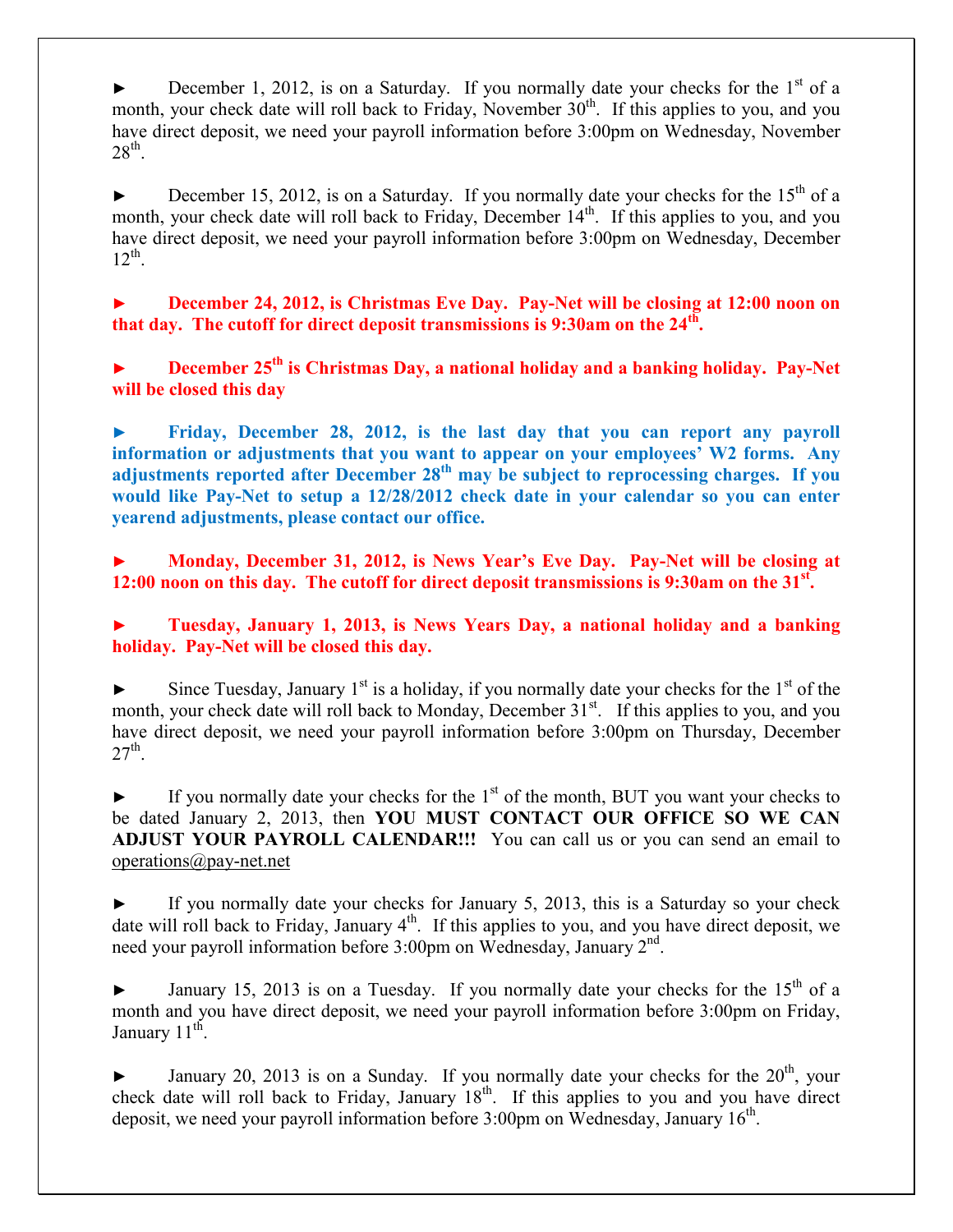► December 1, 2012, is on a Saturday. If you normally date your checks for the 1st of a month, your check date will roll back to Friday, November 30th. If this applies to you, and you have direct deposit, we need your payroll information before 3:00pm on Wednesday, November 28th.

► December 15, 2012, is on a Saturday. If you normally date your checks for the 15th of a month, your check date will roll back to Friday, December 14th. If this applies to you, and you have direct deposit, we need your payroll information before 3:00pm on Wednesday, December 12th.

► **December 24, 2012, is Christmas Eve Day. Pay-Net will be closing at 12:00 noon on that day. The cutoff for direct deposit transmissions is 9:30am on the 24th.**

► **December 25th is Christmas Day, a national holiday and a banking holiday. Pay-Net will be closed this day**

► **Friday, December 28, 2012, is the last day that you can report any payroll information or adjustments that you want to appear on your employees' W2 forms. Any adjustments reported after December 28th may be subject to reprocessing charges. If you would like Pay-Net to setup a 12/28/2012 check date in your calendar so you can enter yearend adjustments, please contact our office.**

► **Monday, December 31, 2012, is News Year's Eve Day. Pay-Net will be closing at 12:00 noon on this day. The cutoff for direct deposit transmissions is 9:30am on the 31st.**

► **Tuesday, January 1, 2013, is News Years Day, a national holiday and a banking holiday. Pay-Net will be closed this day.**

► Since Tuesday, January 1st is a holiday, if you normally date your checks for the 1st of the month, your check date will roll back to Monday, December 31st. If this applies to you, and you have direct deposit, we need your payroll information before 3:00pm on Thursday, December 27th.

► If you normally date your checks for the 1st of the month, BUT you want your checks to be dated January 2, 2013, then **YOU MUST CONTACT OUR OFFICE SO WE CAN ADJUST YOUR PAYROLL CALENDAR!!!** You can call us or you can send an email to operations@pay-net.net

► If you normally date your checks for January 5, 2013, this is a Saturday so your check date will roll back to Friday, January 4th. If this applies to you, and you have direct deposit, we need your payroll information before 3:00pm on Wednesday, January 2nd.

► January 15, 2013 is on a Tuesday. If you normally date your checks for the 15th of a month and you have direct deposit, we need your payroll information before 3:00pm on Friday, January 11th.

► January 20, 2013 is on a Sunday. If you normally date your checks for the 20th, your check date will roll back to Friday, January 18th. If this applies to you and you have direct deposit, we need your payroll information before 3:00pm on Wednesday, January 16th.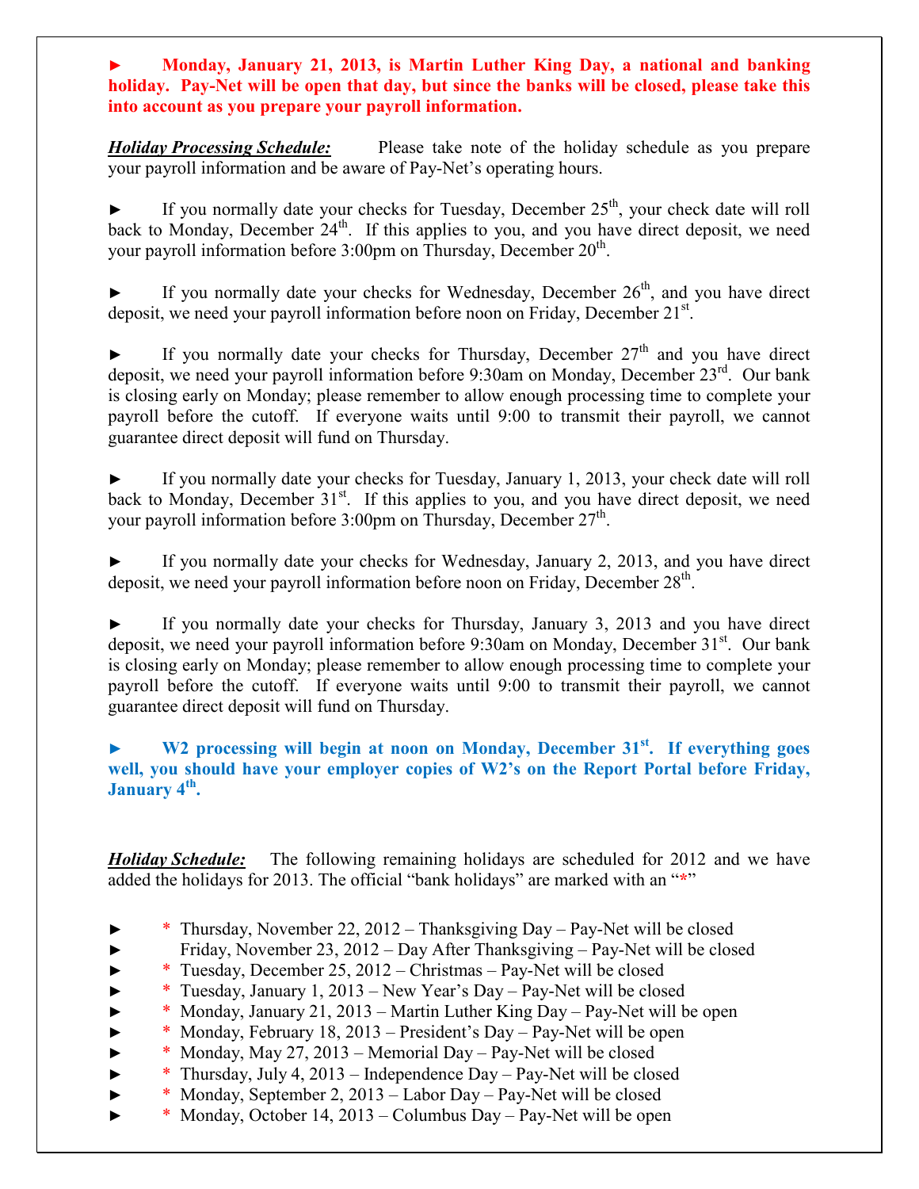**► Monday, January 21, 2013, is Martin Luther King Day, a national and banking holiday. Pay-Net will be open that day, but since the banks will be closed, please take this into account as you prepare your payroll information.**

***Holiday Processing Schedule:*** Please take note of the holiday schedule as you prepare your payroll information and be aware of Pay-Net's operating hours.

► If you normally date your checks for Tuesday, December 25th, your check date will roll back to Monday, December 24th. If this applies to you, and you have direct deposit, we need your payroll information before 3:00pm on Thursday, December 20th.

► If you normally date your checks for Wednesday, December 26th, and you have direct deposit, we need your payroll information before noon on Friday, December 21st.

► If you normally date your checks for Thursday, December 27th and you have direct deposit, we need your payroll information before 9:30am on Monday, December 23rd. Our bank is closing early on Monday; please remember to allow enough processing time to complete your payroll before the cutoff. If everyone waits until 9:00 to transmit their payroll, we cannot guarantee direct deposit will fund on Thursday.

► If you normally date your checks for Tuesday, January 1, 2013, your check date will roll back to Monday, December 31st. If this applies to you, and you have direct deposit, we need your payroll information before 3:00pm on Thursday, December 27th.

► If you normally date your checks for Wednesday, January 2, 2013, and you have direct deposit, we need your payroll information before noon on Friday, December 28th.

► If you normally date your checks for Thursday, January 3, 2013 and you have direct deposit, we need your payroll information before 9:30am on Monday, December 31st. Our bank is closing early on Monday; please remember to allow enough processing time to complete your payroll before the cutoff. If everyone waits until 9:00 to transmit their payroll, we cannot guarantee direct deposit will fund on Thursday.

**► W2 processing will begin at noon on Monday, December 31st. If everything goes well, you should have your employer copies of W2's on the Report Portal before Friday, January 4th.**

***Holiday Schedule:*** The following remaining holidays are scheduled for 2012 and we have added the holidays for 2013. The official "bank holidays" are marked with an "*"

- \* Thursday, November 22, 2012 – Thanksgiving Day – Pay-Net will be closed
- Friday, November 23, 2012 – Day After Thanksgiving – Pay-Net will be closed
- \* Tuesday, December 25, 2012 – Christmas – Pay-Net will be closed
- \* Tuesday, January 1, 2013 – New Year's Day – Pay-Net will be closed
- \* Monday, January 21, 2013 – Martin Luther King Day – Pay-Net will be open
- \* Monday, February 18, 2013 – President's Day – Pay-Net will be open
- \* Monday, May 27, 2013 – Memorial Day – Pay-Net will be closed
- \* Thursday, July 4, 2013 – Independence Day – Pay-Net will be closed
- \* Monday, September 2, 2013 – Labor Day – Pay-Net will be closed
- \* Monday, October 14, 2013 – Columbus Day – Pay-Net will be open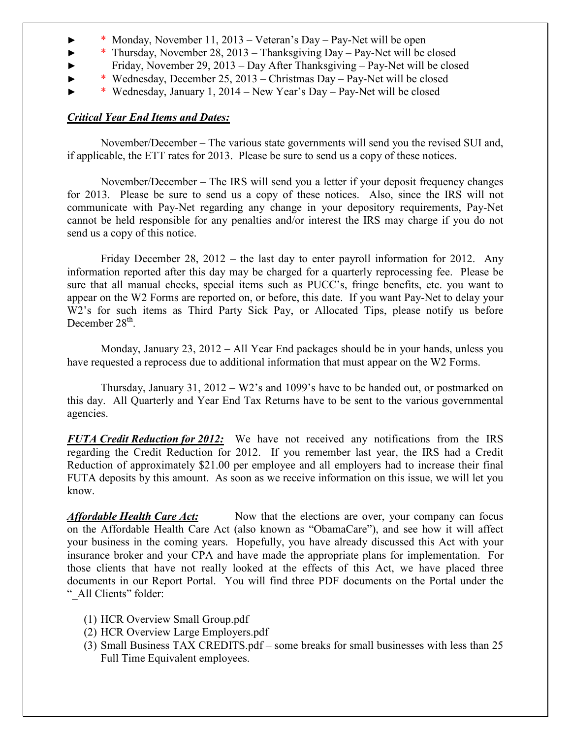- ► * Monday, November 11, 2013 – Veteran's Day – Pay-Net will be open
- ► * Thursday, November 28, 2013 – Thanksgiving Day – Pay-Net will be closed
- ► Friday, November 29, 2013 – Day After Thanksgiving – Pay-Net will be closed
- ► * Wednesday, December 25, 2013 – Christmas Day – Pay-Net will be closed
- ► * Wednesday, January 1, 2014 – New Year's Day – Pay-Net will be closed

***Critical Year End Items and Dates:***

November/December – The various state governments will send you the revised SUI and, if applicable, the ETT rates for 2013. Please be sure to send us a copy of these notices.

November/December – The IRS will send you a letter if your deposit frequency changes for 2013. Please be sure to send us a copy of these notices. Also, since the IRS will not communicate with Pay-Net regarding any change in your depository requirements, Pay-Net cannot be held responsible for any penalties and/or interest the IRS may charge if you do not send us a copy of this notice.

Friday December 28, 2012 – the last day to enter payroll information for 2012. Any information reported after this day may be charged for a quarterly reprocessing fee. Please be sure that all manual checks, special items such as PUCC's, fringe benefits, etc. you want to appear on the W2 Forms are reported on, or before, this date. If you want Pay-Net to delay your W2's for such items as Third Party Sick Pay, or Allocated Tips, please notify us before December 28th.

Monday, January 23, 2012 – All Year End packages should be in your hands, unless you have requested a reprocess due to additional information that must appear on the W2 Forms.

Thursday, January 31, 2012 – W2's and 1099's have to be handed out, or postmarked on this day. All Quarterly and Year End Tax Returns have to be sent to the various governmental agencies.

***FUTA Credit Reduction for 2012:*** We have not received any notifications from the IRS regarding the Credit Reduction for 2012. If you remember last year, the IRS had a Credit Reduction of approximately $21.00 per employee and all employers had to increase their final FUTA deposits by this amount. As soon as we receive information on this issue, we will let you know.

***Affordable Health Care Act:*** Now that the elections are over, your company can focus on the Affordable Health Care Act (also known as "ObamaCare"), and see how it will affect your business in the coming years. Hopefully, you have already discussed this Act with your insurance broker and your CPA and have made the appropriate plans for implementation. For those clients that have not really looked at the effects of this Act, we have placed three documents in our Report Portal. You will find three PDF documents on the Portal under the "_All Clients" folder:

(1) HCR Overview Small Group.pdf
(2) HCR Overview Large Employers.pdf
(3) Small Business TAX CREDITS.pdf – some breaks for small businesses with less than 25 Full Time Equivalent employees.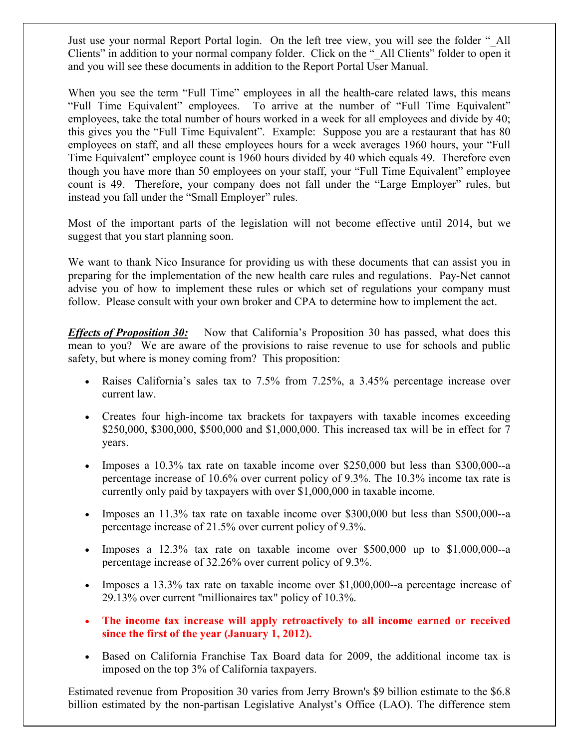Just use your normal Report Portal login. On the left tree view, you will see the folder "_All Clients" in addition to your normal company folder. Click on the "_All Clients" folder to open it and you will see these documents in addition to the Report Portal User Manual.

When you see the term "Full Time" employees in all the health-care related laws, this means "Full Time Equivalent" employees. To arrive at the number of "Full Time Equivalent" employees, take the total number of hours worked in a week for all employees and divide by 40; this gives you the "Full Time Equivalent". Example: Suppose you are a restaurant that has 80 employees on staff, and all these employees hours for a week averages 1960 hours, your "Full Time Equivalent" employee count is 1960 hours divided by 40 which equals 49. Therefore even though you have more than 50 employees on your staff, your "Full Time Equivalent" employee count is 49. Therefore, your company does not fall under the "Large Employer" rules, but instead you fall under the "Small Employer" rules.

Most of the important parts of the legislation will not become effective until 2014, but we suggest that you start planning soon.

We want to thank Nico Insurance for providing us with these documents that can assist you in preparing for the implementation of the new health care rules and regulations. Pay-Net cannot advise you of how to implement these rules or which set of regulations your company must follow. Please consult with your own broker and CPA to determine how to implement the act.

***Effects of Proposition 30:*** Now that California's Proposition 30 has passed, what does this mean to you? We are aware of the provisions to raise revenue to use for schools and public safety, but where is money coming from? This proposition:

- Raises California's sales tax to 7.5% from 7.25%, a 3.45% percentage increase over current law.
- Creates four high-income tax brackets for taxpayers with taxable incomes exceeding $250,000, $300,000, $500,000 and $1,000,000. This increased tax will be in effect for 7 years.
- Imposes a 10.3% tax rate on taxable income over $250,000 but less than $300,000--a percentage increase of 10.6% over current policy of 9.3%. The 10.3% income tax rate is currently only paid by taxpayers with over $1,000,000 in taxable income.
- Imposes an 11.3% tax rate on taxable income over $300,000 but less than $500,000--a percentage increase of 21.5% over current policy of 9.3%.
- Imposes a 12.3% tax rate on taxable income over $500,000 up to $1,000,000--a percentage increase of 32.26% over current policy of 9.3%.
- Imposes a 13.3% tax rate on taxable income over $1,000,000--a percentage increase of 29.13% over current "millionaires tax" policy of 10.3%.
- **The income tax increase will apply retroactively to all income earned or received since the first of the year (January 1, 2012).**
- Based on California Franchise Tax Board data for 2009, the additional income tax is imposed on the top 3% of California taxpayers.

Estimated revenue from Proposition 30 varies from Jerry Brown's $9 billion estimate to the $6.8 billion estimated by the non-partisan Legislative Analyst's Office (LAO). The difference stem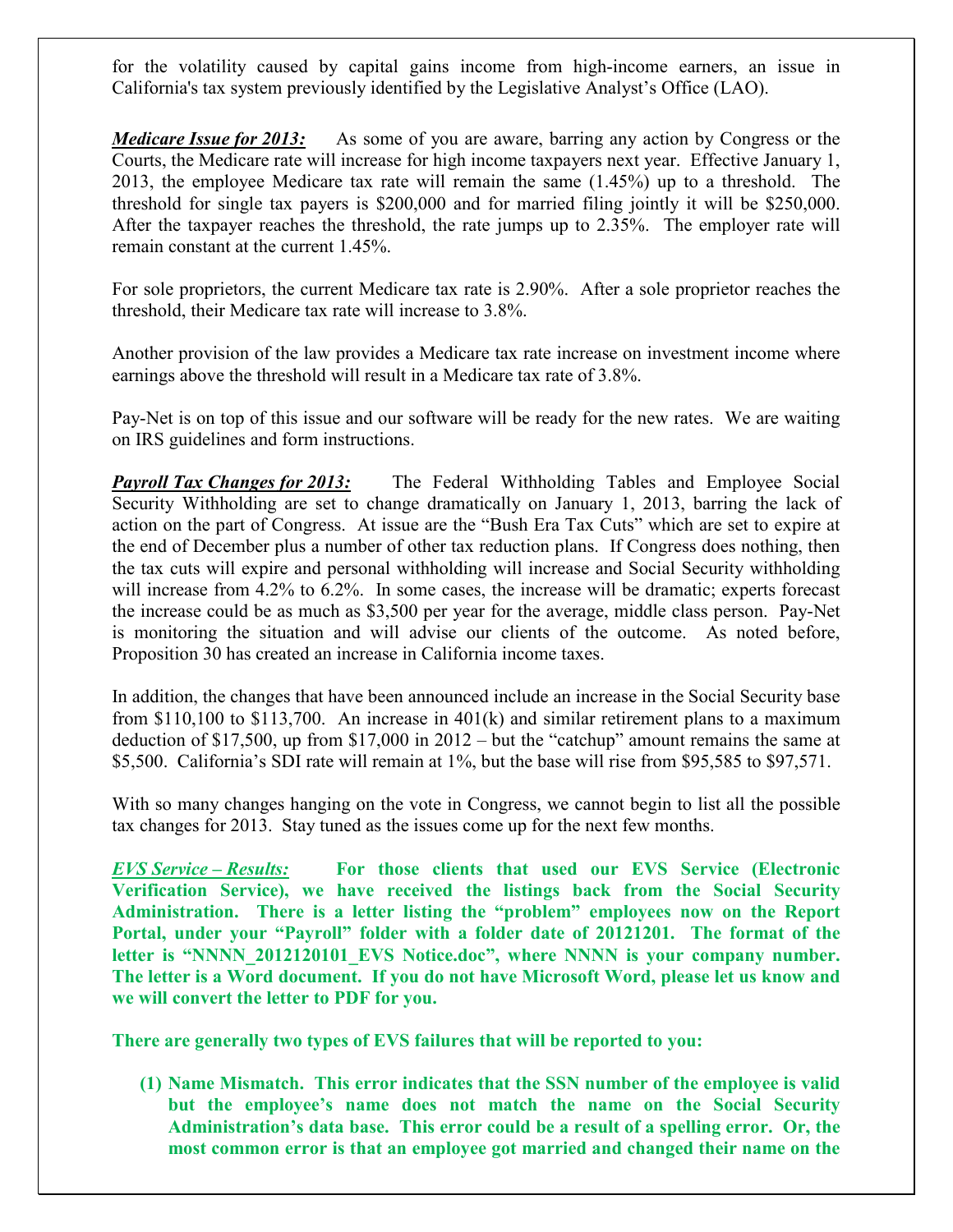for the volatility caused by capital gains income from high-income earners, an issue in California's tax system previously identified by the Legislative Analyst's Office (LAO).

***Medicare Issue for 2013:*** As some of you are aware, barring any action by Congress or the Courts, the Medicare rate will increase for high income taxpayers next year. Effective January 1, 2013, the employee Medicare tax rate will remain the same (1.45%) up to a threshold. The threshold for single tax payers is $200,000 and for married filing jointly it will be $250,000. After the taxpayer reaches the threshold, the rate jumps up to 2.35%. The employer rate will remain constant at the current 1.45%.

For sole proprietors, the current Medicare tax rate is 2.90%. After a sole proprietor reaches the threshold, their Medicare tax rate will increase to 3.8%.

Another provision of the law provides a Medicare tax rate increase on investment income where earnings above the threshold will result in a Medicare tax rate of 3.8%.

Pay-Net is on top of this issue and our software will be ready for the new rates. We are waiting on IRS guidelines and form instructions.

***Payroll Tax Changes for 2013:*** The Federal Withholding Tables and Employee Social Security Withholding are set to change dramatically on January 1, 2013, barring the lack of action on the part of Congress. At issue are the "Bush Era Tax Cuts" which are set to expire at the end of December plus a number of other tax reduction plans. If Congress does nothing, then the tax cuts will expire and personal withholding will increase and Social Security withholding will increase from 4.2% to 6.2%. In some cases, the increase will be dramatic; experts forecast the increase could be as much as $3,500 per year for the average, middle class person. Pay-Net is monitoring the situation and will advise our clients of the outcome. As noted before, Proposition 30 has created an increase in California income taxes.

In addition, the changes that have been announced include an increase in the Social Security base from $110,100 to $113,700. An increase in 401(k) and similar retirement plans to a maximum deduction of $17,500, up from $17,000 in 2012 – but the "catchup" amount remains the same at $5,500. California's SDI rate will remain at 1%, but the base will rise from $95,585 to $97,571.

With so many changes hanging on the vote in Congress, we cannot begin to list all the possible tax changes for 2013. Stay tuned as the issues come up for the next few months.

***EVS Service – Results:*** **For those clients that used our EVS Service (Electronic Verification Service), we have received the listings back from the Social Security Administration. There is a letter listing the "problem" employees now on the Report Portal, under your "Payroll" folder with a folder date of 20121201. The format of the letter is "NNNN_2012120101_EVS Notice.doc", where NNNN is your company number. The letter is a Word document. If you do not have Microsoft Word, please let us know and we will convert the letter to PDF for you.**

**There are generally two types of EVS failures that will be reported to you:**

1. **Name Mismatch. This error indicates that the SSN number of the employee is valid but the employee's name does not match the name on the Social Security Administration's data base. This error could be a result of a spelling error. Or, the most common error is that an employee got married and changed their name on the**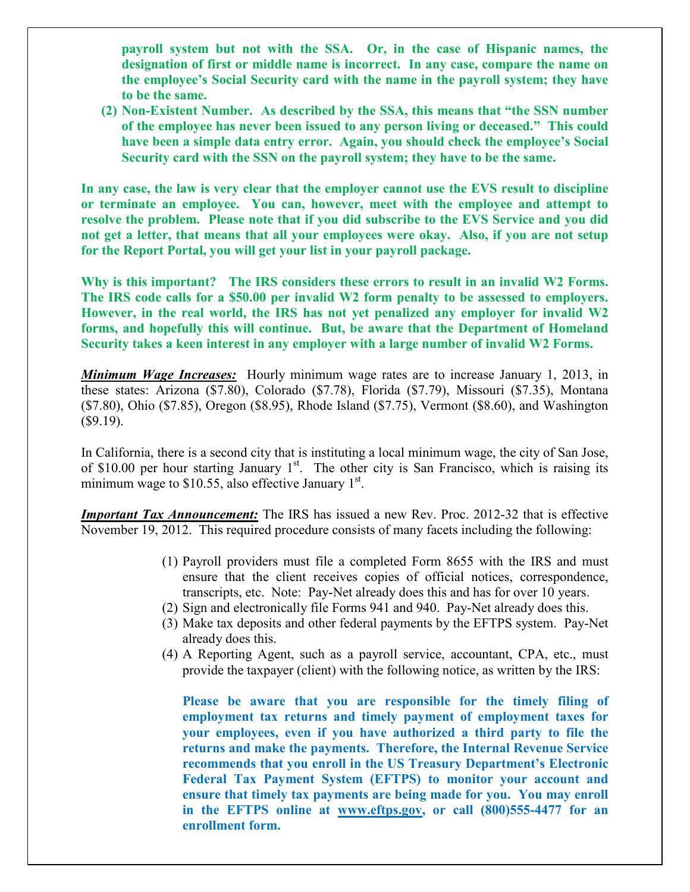**payroll system but not with the SSA. Or, in the case of Hispanic names, the designation of first or middle name is incorrect. In any case, compare the name on the employee's Social Security card with the name in the payroll system; they have to be the same.**

**(2) Non-Existent Number. As described by the SSA, this means that "the SSN number of the employee has never been issued to any person living or deceased." This could have been a simple data entry error. Again, you should check the employee's Social Security card with the SSN on the payroll system; they have to be the same.**

**In any case, the law is very clear that the employer cannot use the EVS result to discipline or terminate an employee. You can, however, meet with the employee and attempt to resolve the problem. Please note that if you did subscribe to the EVS Service and you did not get a letter, that means that all your employees were okay. Also, if you are not setup for the Report Portal, you will get your list in your payroll package.**

**Why is this important? The IRS considers these errors to result in an invalid W2 Forms. The IRS code calls for a $50.00 per invalid W2 form penalty to be assessed to employers. However, in the real world, the IRS has not yet penalized any employer for invalid W2 forms, and hopefully this will continue. But, be aware that the Department of Homeland Security takes a keen interest in any employer with a large number of invalid W2 Forms.**

***Minimum Wage Increases:*** Hourly minimum wage rates are to increase January 1, 2013, in these states: Arizona ($7.80), Colorado ($7.78), Florida ($7.79), Missouri ($7.35), Montana ($7.80), Ohio ($7.85), Oregon ($8.95), Rhode Island ($7.75), Vermont ($8.60), and Washington ($9.19).

In California, there is a second city that is instituting a local minimum wage, the city of San Jose, of $10.00 per hour starting January 1st. The other city is San Francisco, which is raising its minimum wage to $10.55, also effective January 1st.

***Important Tax Announcement:*** The IRS has issued a new Rev. Proc. 2012-32 that is effective November 19, 2012. This required procedure consists of many facets including the following:

(1) Payroll providers must file a completed Form 8655 with the IRS and must ensure that the client receives copies of official notices, correspondence, transcripts, etc. Note: Pay-Net already does this and has for over 10 years.
(2) Sign and electronically file Forms 941 and 940. Pay-Net already does this.
(3) Make tax deposits and other federal payments by the EFTPS system. Pay-Net already does this.
(4) A Reporting Agent, such as a payroll service, accountant, CPA, etc., must provide the taxpayer (client) with the following notice, as written by the IRS:

**Please be aware that you are responsible for the timely filing of employment tax returns and timely payment of employment taxes for your employees, even if you have authorized a third party to file the returns and make the payments. Therefore, the Internal Revenue Service recommends that you enroll in the US Treasury Department's Electronic Federal Tax Payment System (EFTPS) to monitor your account and ensure that timely tax payments are being made for you. You may enroll in the EFTPS online at www.eftps.gov, or call (800)555-4477 for an enrollment form.**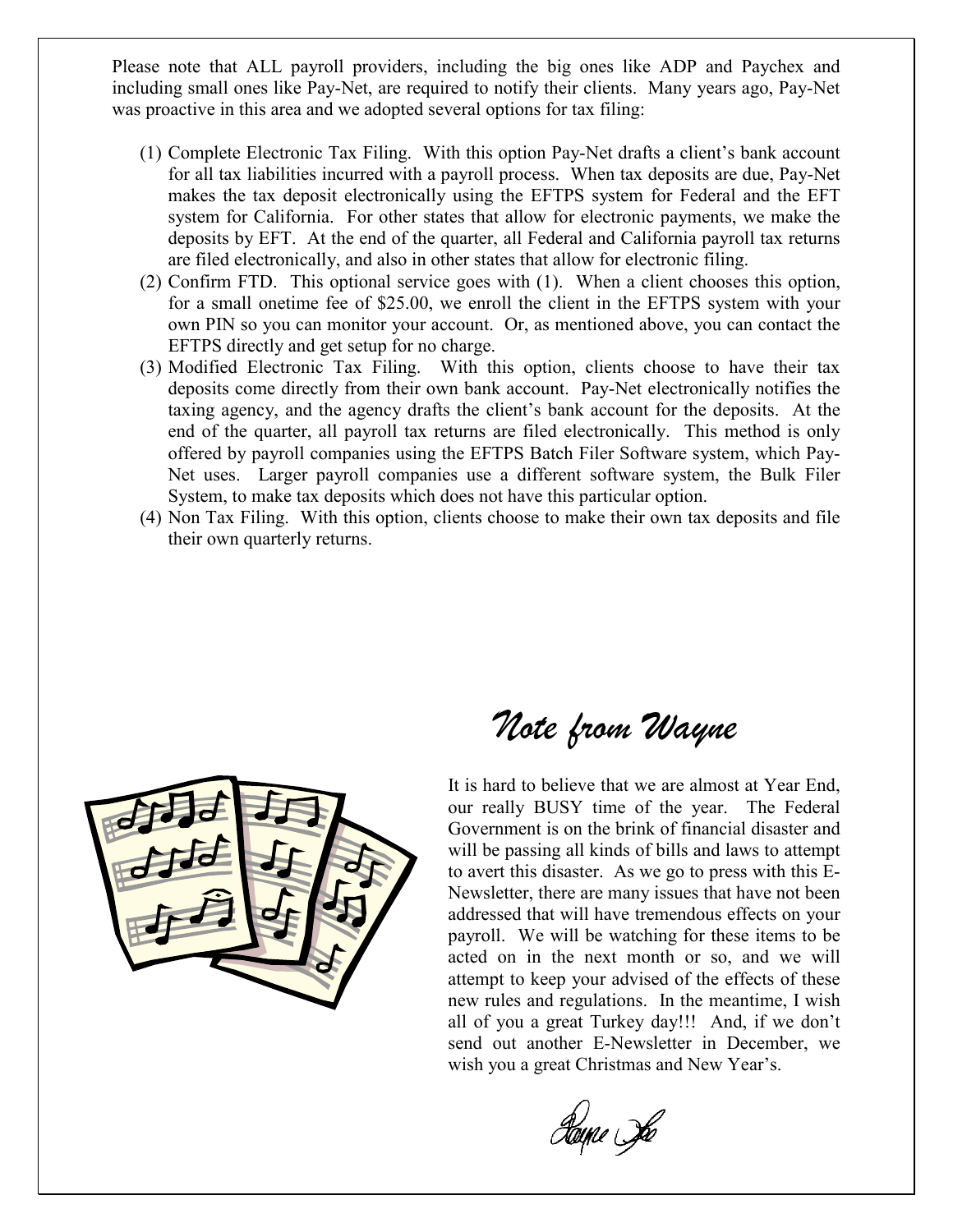Please note that ALL payroll providers, including the big ones like ADP and Paychex and including small ones like Pay-Net, are required to notify their clients. Many years ago, Pay-Net was proactive in this area and we adopted several options for tax filing:

(1) Complete Electronic Tax Filing. With this option Pay-Net drafts a client's bank account for all tax liabilities incurred with a payroll process. When tax deposits are due, Pay-Net makes the tax deposit electronically using the EFTPS system for Federal and the EFT system for California. For other states that allow for electronic payments, we make the deposits by EFT. At the end of the quarter, all Federal and California payroll tax returns are filed electronically, and also in other states that allow for electronic filing.

(2) Confirm FTD. This optional service goes with (1). When a client chooses this option, for a small onetime fee of $25.00, we enroll the client in the EFTPS system with your own PIN so you can monitor your account. Or, as mentioned above, you can contact the EFTPS directly and get setup for no charge.

(3) Modified Electronic Tax Filing. With this option, clients choose to have their tax deposits come directly from their own bank account. Pay-Net electronically notifies the taxing agency, and the agency drafts the client's bank account for the deposits. At the end of the quarter, all payroll tax returns are filed electronically. This method is only offered by payroll companies using the EFTPS Batch Filer Software system, which Pay-Net uses. Larger payroll companies use a different software system, the Bulk Filer System, to make tax deposits which does not have this particular option.

(4) Non Tax Filing. With this option, clients choose to make their own tax deposits and file their own quarterly returns.

## *Note from Wayne*

It is hard to believe that we are almost at Year End, our really BUSY time of the year. The Federal Government is on the brink of financial disaster and will be passing all kinds of bills and laws to attempt to avert this disaster. As we go to press with this E-Newsletter, there are many issues that have not been addressed that will have tremendous effects on your payroll. We will be watching for these items to be acted on in the next month or so, and we will attempt to keep your advised of the effects of these new rules and regulations. In the meantime, I wish all of you a great Turkey day!!! And, if we don't send out another E-Newsletter in December, we wish you a great Christmas and New Year's.

*Wayne Jo*